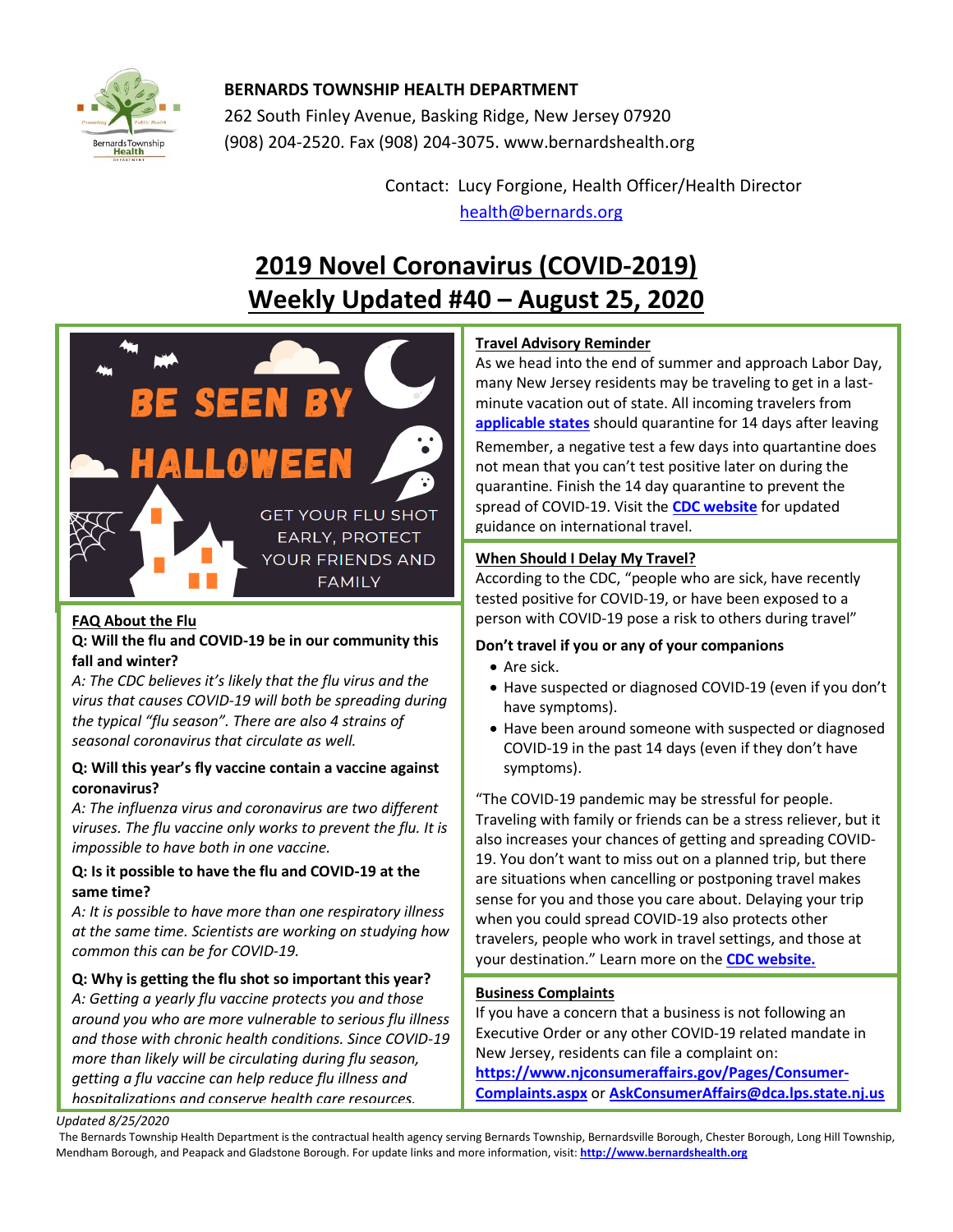**BERNARDS TOWNSHIP HEALTH DEPARTMENT**
262 South Finley Avenue, Basking Ridge, New Jersey 07920
(908) 204-2520. Fax (908) 204-3075. www.bernardshealth.org

Contact: Lucy Forgione, Health Officer/Health Director
health@bernards.org

# 2019 Novel Coronavirus (COVID-2019) Weekly Updated #40 – August 25, 2020

BE SEEN BY HALLOWEEN

GET YOUR FLU SHOT EARLY, PROTECT YOUR FRIENDS AND FAMILY

## FAQ About the Flu

**Q: Will the flu and COVID-19 be in our community this fall and winter?**

*A: The CDC believes it's likely that the flu virus and the virus that causes COVID-19 will both be spreading during the typical "flu season". There are also 4 strains of seasonal coronavirus that circulate as well.*

**Q: Will this year's fly vaccine contain a vaccine against coronavirus?**

*A: The influenza virus and coronavirus are two different viruses. The flu vaccine only works to prevent the flu. It is impossible to have both in one vaccine.*

**Q: Is it possible to have the flu and COVID-19 at the same time?**

*A: It is possible to have more than one respiratory illness at the same time. Scientists are working on studying how common this can be for COVID-19.*

**Q: Why is getting the flu shot so important this year?**

*A: Getting a yearly flu vaccine protects you and those around you who are more vulnerable to serious flu illness and those with chronic health conditions. Since COVID-19 more than likely will be circulating during flu season, getting a flu vaccine can help reduce flu illness and hospitalizations and conserve health care resources.*

## Travel Advisory Reminder

As we head into the end of summer and approach Labor Day, many New Jersey residents may be traveling to get in a last-minute vacation out of state. All incoming travelers from **applicable states** should quarantine for 14 days after leaving

Remember, a negative test a few days into quartantine does not mean that you can't test positive later on during the quarantine. Finish the 14 day quarantine to prevent the spread of COVID-19. Visit the **CDC website** for updated guidance on international travel.

## When Should I Delay My Travel?

According to the CDC, "people who are sick, have recently tested positive for COVID-19, or have been exposed to a person with COVID-19 pose a risk to others during travel"

**Don't travel if you or any of your companions**

- Are sick.
- Have suspected or diagnosed COVID-19 (even if you don't have symptoms).
- Have been around someone with suspected or diagnosed COVID-19 in the past 14 days (even if they don't have symptoms).

"The COVID-19 pandemic may be stressful for people. Traveling with family or friends can be a stress reliever, but it also increases your chances of getting and spreading COVID-19. You don't want to miss out on a planned trip, but there are situations when cancelling or postponing travel makes sense for you and those you care about. Delaying your trip when you could spread COVID-19 also protects other travelers, people who work in travel settings, and those at your destination." Learn more on the **CDC website.**

## Business Complaints

If you have a concern that a business is not following an Executive Order or any other COVID-19 related mandate in New Jersey, residents can file a complaint on: **https://www.njconsumeraffairs.gov/Pages/Consumer-Complaints.aspx** or **AskConsumerAffairs@dca.lps.state.nj.us**

*Updated 8/25/2020*

The Bernards Township Health Department is the contractual health agency serving Bernards Township, Bernardsville Borough, Chester Borough, Long Hill Township, Mendham Borough, and Peapack and Gladstone Borough. For update links and more information, visit: **http://www.bernardshealth.org**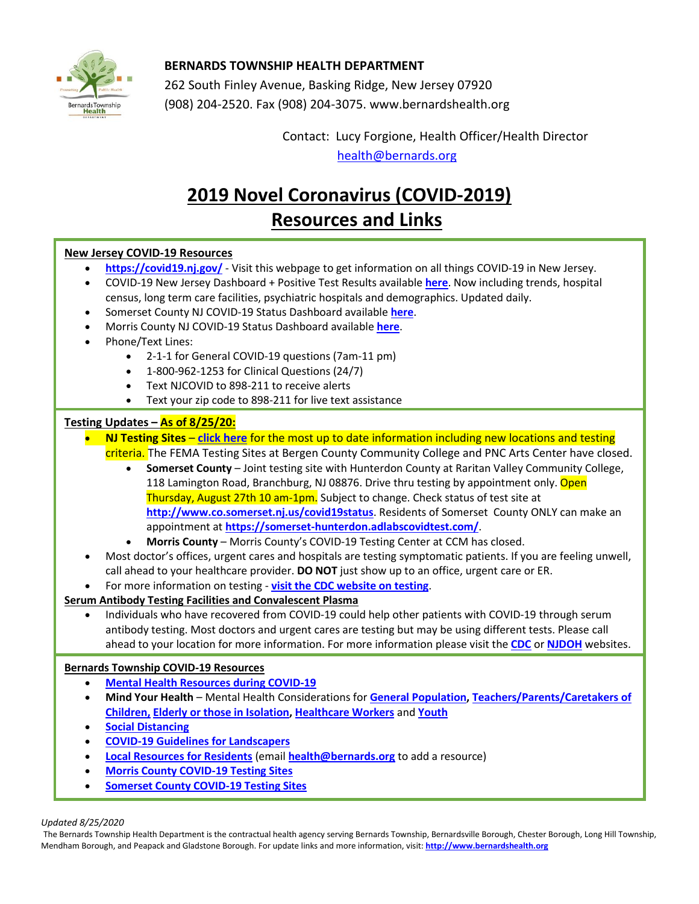**BERNARDS TOWNSHIP HEALTH DEPARTMENT**
262 South Finley Avenue, Basking Ridge, New Jersey 07920
(908) 204-2520. Fax (908) 204-3075. www.bernardshealth.org

Contact: Lucy Forgione, Health Officer/Health Director
health@bernards.org

# 2019 Novel Coronavirus (COVID-2019) Resources and Links

**New Jersey COVID-19 Resources**

- **https://covid19.nj.gov/** - Visit this webpage to get information on all things COVID-19 in New Jersey.
- COVID-19 New Jersey Dashboard + Positive Test Results available **here**. Now including trends, hospital census, long term care facilities, psychiatric hospitals and demographics. Updated daily.
- Somerset County NJ COVID-19 Status Dashboard available **here**.
- Morris County NJ COVID-19 Status Dashboard available **here**.
- Phone/Text Lines:
  - 2-1-1 for General COVID-19 questions (7am-11 pm)
  - 1-800-962-1253 for Clinical Questions (24/7)
  - Text NJCOVID to 898-211 to receive alerts
  - Text your zip code to 898-211 for live text assistance

**Testing Updates – As of 8/25/20:**

- **NJ Testing Sites** – **click here** for the most up to date information including new locations and testing criteria. The FEMA Testing Sites at Bergen County Community College and PNC Arts Center have closed.
  - **Somerset County** – Joint testing site with Hunterdon County at Raritan Valley Community College, 118 Lamington Road, Branchburg, NJ 08876. Drive thru testing by appointment only. Open Thursday, August 27th 10 am-1pm. Subject to change. Check status of test site at **http://www.co.somerset.nj.us/covid19status**. Residents of Somerset County ONLY can make an appointment at **https://somerset-hunterdon.adlabscovidtest.com/**.
  - **Morris County** – Morris County's COVID-19 Testing Center at CCM has closed.
- Most doctor's offices, urgent cares and hospitals are testing symptomatic patients. If you are feeling unwell, call ahead to your healthcare provider. **DO NOT** just show up to an office, urgent care or ER.
- For more information on testing - **visit the CDC website on testing**.

**Serum Antibody Testing Facilities and Convalescent Plasma**

- Individuals who have recovered from COVID-19 could help other patients with COVID-19 through serum antibody testing. Most doctors and urgent cares are testing but may be using different tests. Please call ahead to your location for more information. For more information please visit the **CDC** or **NJDOH** websites.

**Bernards Township COVID-19 Resources**

- **Mental Health Resources during COVID-19**
- **Mind Your Health** – Mental Health Considerations for **General Population**, **Teachers/Parents/Caretakers of Children**, **Elderly or those in Isolation**, **Healthcare Workers** and **Youth**
- **Social Distancing**
- **COVID-19 Guidelines for Landscapers**
- **Local Resources for Residents** (email **health@bernards.org** to add a resource)
- **Morris County COVID-19 Testing Sites**
- **Somerset County COVID-19 Testing Sites**

*Updated 8/25/2020*

The Bernards Township Health Department is the contractual health agency serving Bernards Township, Bernardsville Borough, Chester Borough, Long Hill Township, Mendham Borough, and Peapack and Gladstone Borough. For update links and more information, visit: **http://www.bernardshealth.org**